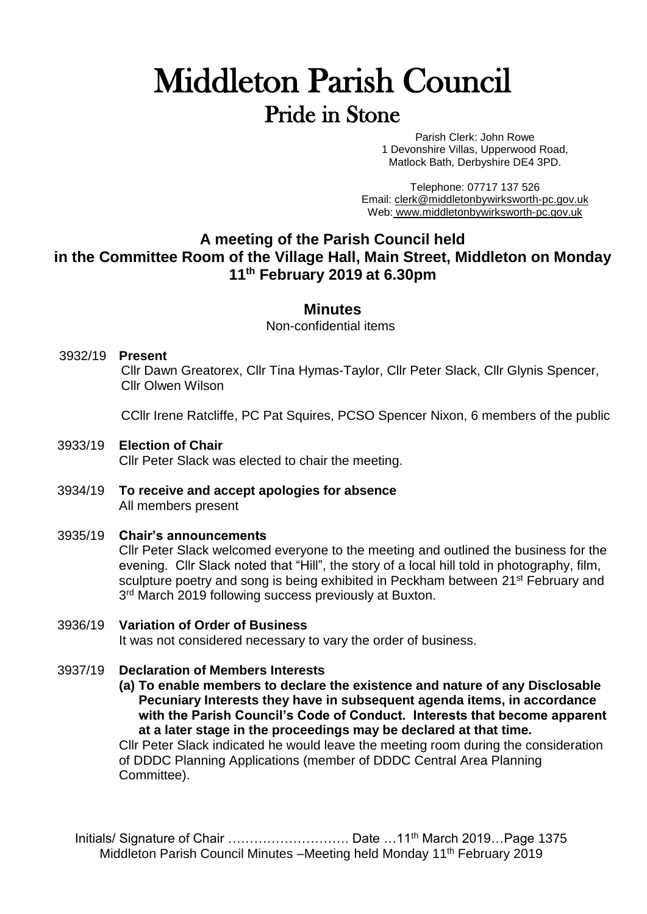# Middleton Parish Council

## Pride in Stone

Parish Clerk: John Rowe
1 Devonshire Villas, Upperwood Road,
Matlock Bath, Derbyshire DE4 3PD.

Telephone: 07717 137 526
Email: clerk@middletonbywirksworth-pc.gov.uk
Web: www.middletonbywirksworth-pc.gov.uk

### A meeting of the Parish Council held in the Committee Room of the Village Hall, Main Street, Middleton on Monday 11th February 2019 at 6.30pm

#### Minutes

Non-confidential items

**3932/19 Present**

Cllr Dawn Greatorex, Cllr Tina Hymas-Taylor, Cllr Peter Slack, Cllr Glynis Spencer, Cllr Olwen Wilson

CCllr Irene Ratcliffe, PC Pat Squires, PCSO Spencer Nixon, 6 members of the public

**3933/19 Election of Chair**

Cllr Peter Slack was elected to chair the meeting.

**3934/19 To receive and accept apologies for absence**

All members present

**3935/19 Chair's announcements**

Cllr Peter Slack welcomed everyone to the meeting and outlined the business for the evening. Cllr Slack noted that "Hill", the story of a local hill told in photography, film, sculpture poetry and song is being exhibited in Peckham between 21st February and 3rd March 2019 following success previously at Buxton.

**3936/19 Variation of Order of Business**

It was not considered necessary to vary the order of business.

**3937/19 Declaration of Members Interests**

**(a) To enable members to declare the existence and nature of any Disclosable Pecuniary Interests they have in subsequent agenda items, in accordance with the Parish Council's Code of Conduct. Interests that become apparent at a later stage in the proceedings may be declared at that time.**

Cllr Peter Slack indicated he would leave the meeting room during the consideration of DDDC Planning Applications (member of DDDC Central Area Planning Committee).

Initials/ Signature of Chair ………………………. Date …11th March 2019…Page 1375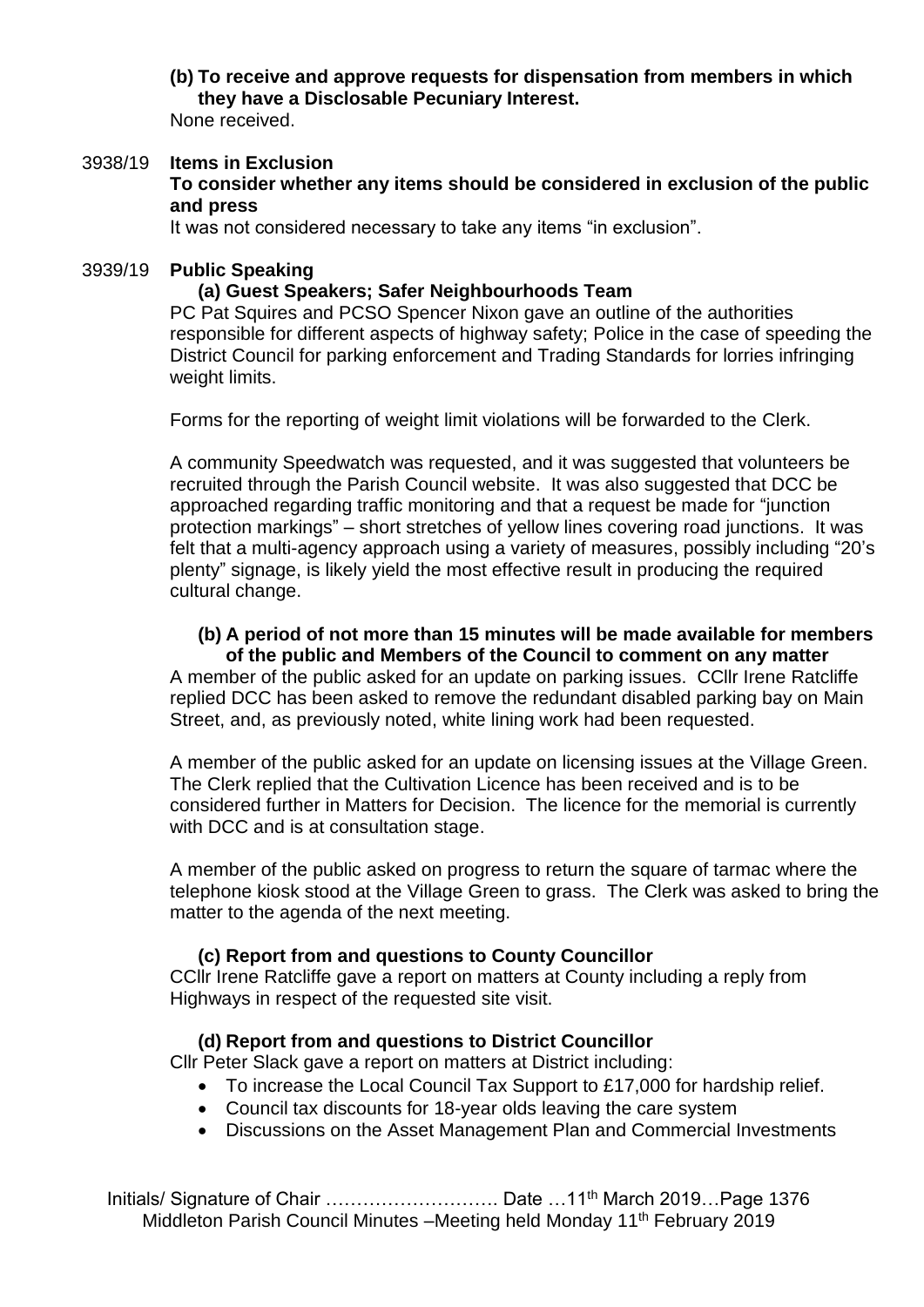**(b) To receive and approve requests for dispensation from members in which they have a Disclosable Pecuniary Interest.**

None received.

**3938/19 Items in Exclusion**

**To consider whether any items should be considered in exclusion of the public and press**

It was not considered necessary to take any items "in exclusion".

**3939/19 Public Speaking**

**(a) Guest Speakers; Safer Neighbourhoods Team**

PC Pat Squires and PCSO Spencer Nixon gave an outline of the authorities responsible for different aspects of highway safety; Police in the case of speeding the District Council for parking enforcement and Trading Standards for lorries infringing weight limits.

Forms for the reporting of weight limit violations will be forwarded to the Clerk.

A community Speedwatch was requested, and it was suggested that volunteers be recruited through the Parish Council website. It was also suggested that DCC be approached regarding traffic monitoring and that a request be made for "junction protection markings" – short stretches of yellow lines covering road junctions. It was felt that a multi-agency approach using a variety of measures, possibly including "20's plenty" signage, is likely yield the most effective result in producing the required cultural change.

**(b) A period of not more than 15 minutes will be made available for members of the public and Members of the Council to comment on any matter**

A member of the public asked for an update on parking issues. CCllr Irene Ratcliffe replied DCC has been asked to remove the redundant disabled parking bay on Main Street, and, as previously noted, white lining work had been requested.

A member of the public asked for an update on licensing issues at the Village Green. The Clerk replied that the Cultivation Licence has been received and is to be considered further in Matters for Decision. The licence for the memorial is currently with DCC and is at consultation stage.

A member of the public asked on progress to return the square of tarmac where the telephone kiosk stood at the Village Green to grass. The Clerk was asked to bring the matter to the agenda of the next meeting.

**(c) Report from and questions to County Councillor**

CCllr Irene Ratcliffe gave a report on matters at County including a reply from Highways in respect of the requested site visit.

**(d) Report from and questions to District Councillor**

Cllr Peter Slack gave a report on matters at District including:

- To increase the Local Council Tax Support to £17,000 for hardship relief.
- Council tax discounts for 18-year olds leaving the care system
- Discussions on the Asset Management Plan and Commercial Investments

Initials/ Signature of Chair ………………………. Date …11th March 2019…Page 1376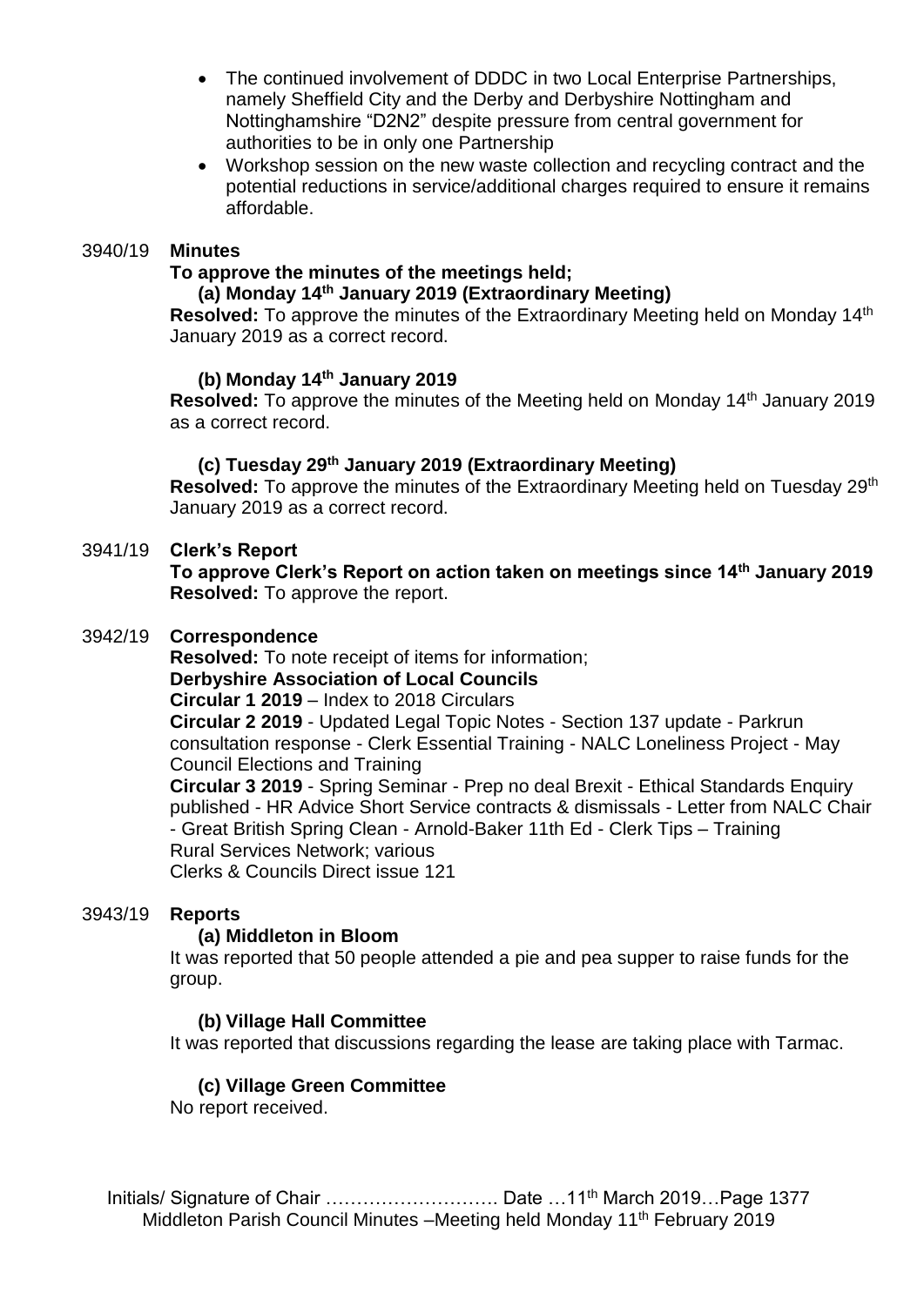- The continued involvement of DDDC in two Local Enterprise Partnerships, namely Sheffield City and the Derby and Derbyshire Nottingham and Nottinghamshire "D2N2" despite pressure from central government for authorities to be in only one Partnership
- Workshop session on the new waste collection and recycling contract and the potential reductions in service/additional charges required to ensure it remains affordable.

3940/19 **Minutes**

**To approve the minutes of the meetings held;**

**(a) Monday 14th January 2019 (Extraordinary Meeting)**

**Resolved:** To approve the minutes of the Extraordinary Meeting held on Monday 14th January 2019 as a correct record.

**(b) Monday 14th January 2019**

**Resolved:** To approve the minutes of the Meeting held on Monday 14th January 2019 as a correct record.

**(c) Tuesday 29th January 2019 (Extraordinary Meeting)**

**Resolved:** To approve the minutes of the Extraordinary Meeting held on Tuesday 29th January 2019 as a correct record.

3941/19 **Clerk's Report**

**To approve Clerk's Report on action taken on meetings since 14th January 2019**

**Resolved:** To approve the report.

3942/19 **Correspondence**

**Resolved:** To note receipt of items for information;

**Derbyshire Association of Local Councils**

**Circular 1 2019** – Index to 2018 Circulars

**Circular 2 2019** - Updated Legal Topic Notes - Section 137 update - Parkrun consultation response - Clerk Essential Training - NALC Loneliness Project - May Council Elections and Training

**Circular 3 2019** - Spring Seminar - Prep no deal Brexit - Ethical Standards Enquiry published - HR Advice Short Service contracts & dismissals - Letter from NALC Chair - Great British Spring Clean - Arnold-Baker 11th Ed - Clerk Tips – Training

Rural Services Network; various

Clerks & Councils Direct issue 121

3943/19 **Reports**

**(a) Middleton in Bloom**

It was reported that 50 people attended a pie and pea supper to raise funds for the group.

**(b) Village Hall Committee**

It was reported that discussions regarding the lease are taking place with Tarmac.

**(c) Village Green Committee**

No report received.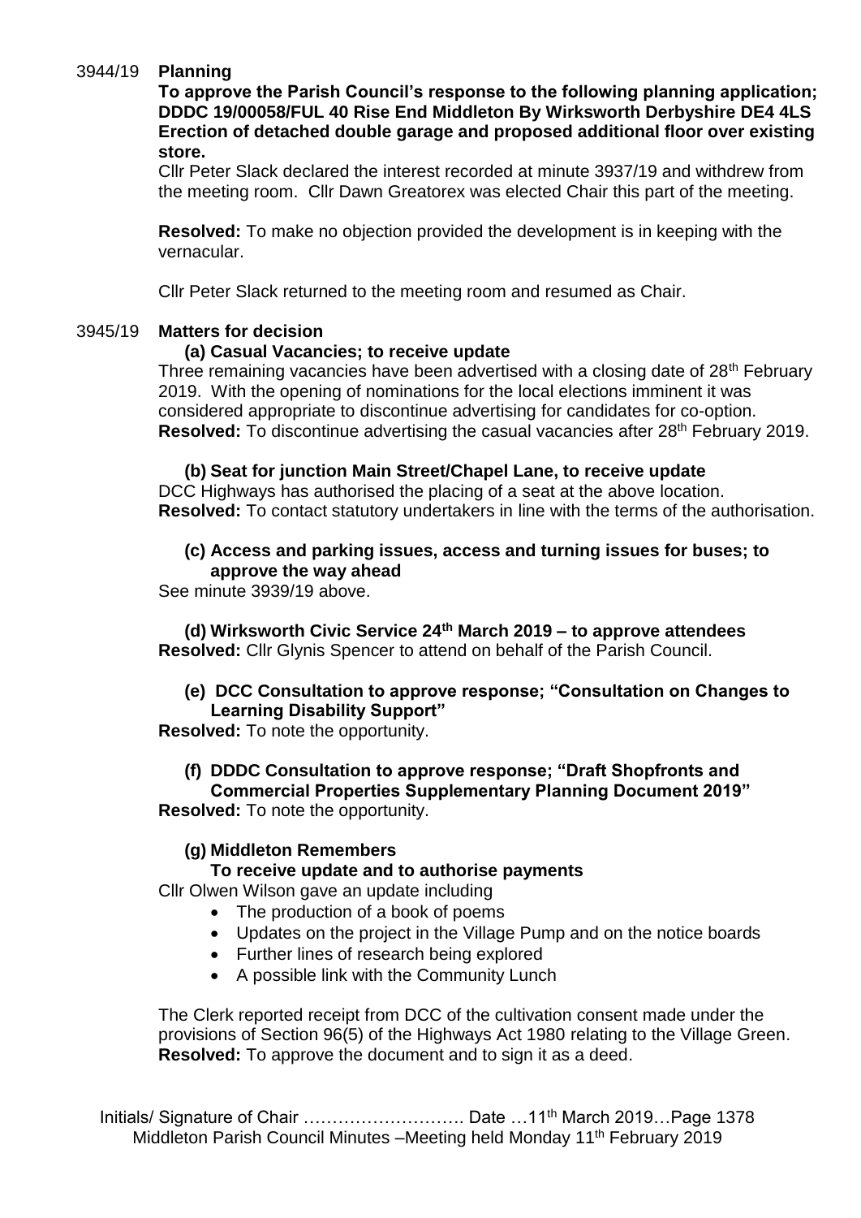3944/19 **Planning**

**To approve the Parish Council's response to the following planning application; DDDC 19/00058/FUL 40 Rise End Middleton By Wirksworth Derbyshire DE4 4LS Erection of detached double garage and proposed additional floor over existing store.**

Cllr Peter Slack declared the interest recorded at minute 3937/19 and withdrew from the meeting room. Cllr Dawn Greatorex was elected Chair this part of the meeting.

**Resolved:** To make no objection provided the development is in keeping with the vernacular.

Cllr Peter Slack returned to the meeting room and resumed as Chair.

3945/19 **Matters for decision**

**(a) Casual Vacancies; to receive update**

Three remaining vacancies have been advertised with a closing date of 28th February 2019. With the opening of nominations for the local elections imminent it was considered appropriate to discontinue advertising for candidates for co-option.
**Resolved:** To discontinue advertising the casual vacancies after 28th February 2019.

**(b) Seat for junction Main Street/Chapel Lane, to receive update**

DCC Highways has authorised the placing of a seat at the above location.
**Resolved:** To contact statutory undertakers in line with the terms of the authorisation.

**(c) Access and parking issues, access and turning issues for buses; to approve the way ahead**

See minute 3939/19 above.

**(d) Wirksworth Civic Service 24th March 2019 – to approve attendees**

**Resolved:** Cllr Glynis Spencer to attend on behalf of the Parish Council.

**(e) DCC Consultation to approve response; "Consultation on Changes to Learning Disability Support"**

**Resolved:** To note the opportunity.

**(f) DDDC Consultation to approve response; "Draft Shopfronts and Commercial Properties Supplementary Planning Document 2019"**

**Resolved:** To note the opportunity.

**(g) Middleton Remembers**
**To receive update and to authorise payments**

Cllr Olwen Wilson gave an update including

- The production of a book of poems
- Updates on the project in the Village Pump and on the notice boards
- Further lines of research being explored
- A possible link with the Community Lunch

The Clerk reported receipt from DCC of the cultivation consent made under the provisions of Section 96(5) of the Highways Act 1980 relating to the Village Green.
**Resolved:** To approve the document and to sign it as a deed.

Initials/ Signature of Chair ………………………. Date …11th March 2019…Page 1378
Middleton Parish Council Minutes –Meeting held Monday 11th February 2019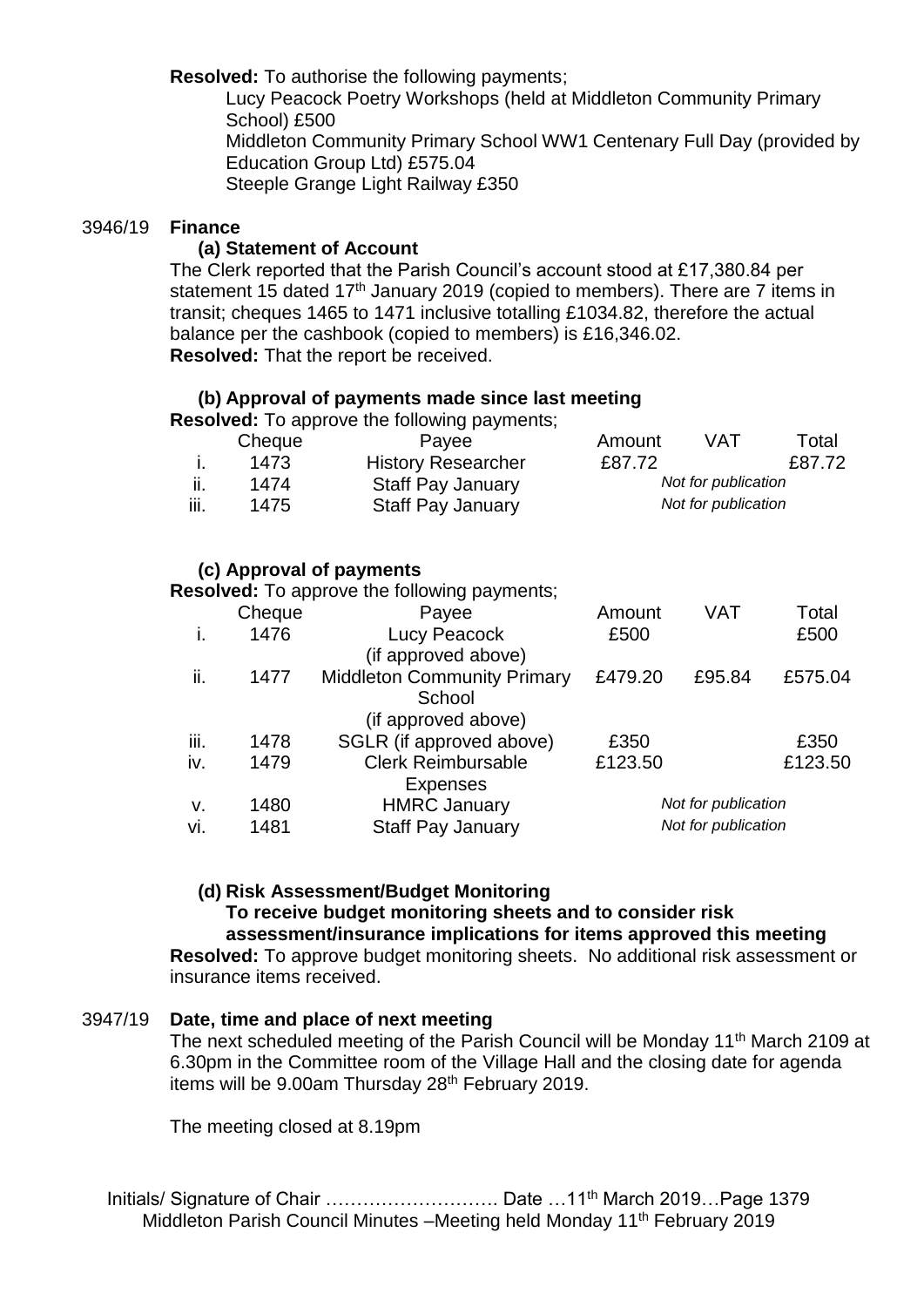**Resolved:** To authorise the following payments;

Lucy Peacock Poetry Workshops (held at Middleton Community Primary School) £500

Middleton Community Primary School WW1 Centenary Full Day (provided by Education Group Ltd) £575.04

Steeple Grange Light Railway £350

3946/19 **Finance**

**(a) Statement of Account**

The Clerk reported that the Parish Council's account stood at £17,380.84 per statement 15 dated 17th January 2019 (copied to members). There are 7 items in transit; cheques 1465 to 1471 inclusive totalling £1034.82, therefore the actual balance per the cashbook (copied to members) is £16,346.02.

**Resolved:** That the report be received.

**(b) Approval of payments made since last meeting**

**Resolved:** To approve the following payments;

| | Cheque | Payee | Amount | VAT | Total |
|---|---|---|---|---|---|
| i. | 1473 | History Researcher | £87.72 | | £87.72 |
| ii. | 1474 | Staff Pay January | *Not for publication* | | |
| iii. | 1475 | Staff Pay January | *Not for publication* | | |

**(c) Approval of payments**

**Resolved:** To approve the following payments;

| | Cheque | Payee | Amount | VAT | Total |
|---|---|---|---|---|---|
| i. | 1476 | Lucy Peacock (if approved above) | £500 | | £500 |
| ii. | 1477 | Middleton Community Primary School (if approved above) | £479.20 | £95.84 | £575.04 |
| iii. | 1478 | SGLR (if approved above) | £350 | | £350 |
| iv. | 1479 | Clerk Reimbursable Expenses | £123.50 | | £123.50 |
| v. | 1480 | HMRC January | *Not for publication* | | |
| vi. | 1481 | Staff Pay January | *Not for publication* | | |

**(d) Risk Assessment/Budget Monitoring**

**To receive budget monitoring sheets and to consider risk assessment/insurance implications for items approved this meeting**

**Resolved:** To approve budget monitoring sheets. No additional risk assessment or insurance items received.

3947/19 **Date, time and place of next meeting**

The next scheduled meeting of the Parish Council will be Monday 11th March 2109 at 6.30pm in the Committee room of the Village Hall and the closing date for agenda items will be 9.00am Thursday 28th February 2019.

The meeting closed at 8.19pm

Initials/ Signature of Chair ………………………. Date …11th March 2019…Page 1379
Middleton Parish Council Minutes –Meeting held Monday 11th February 2019